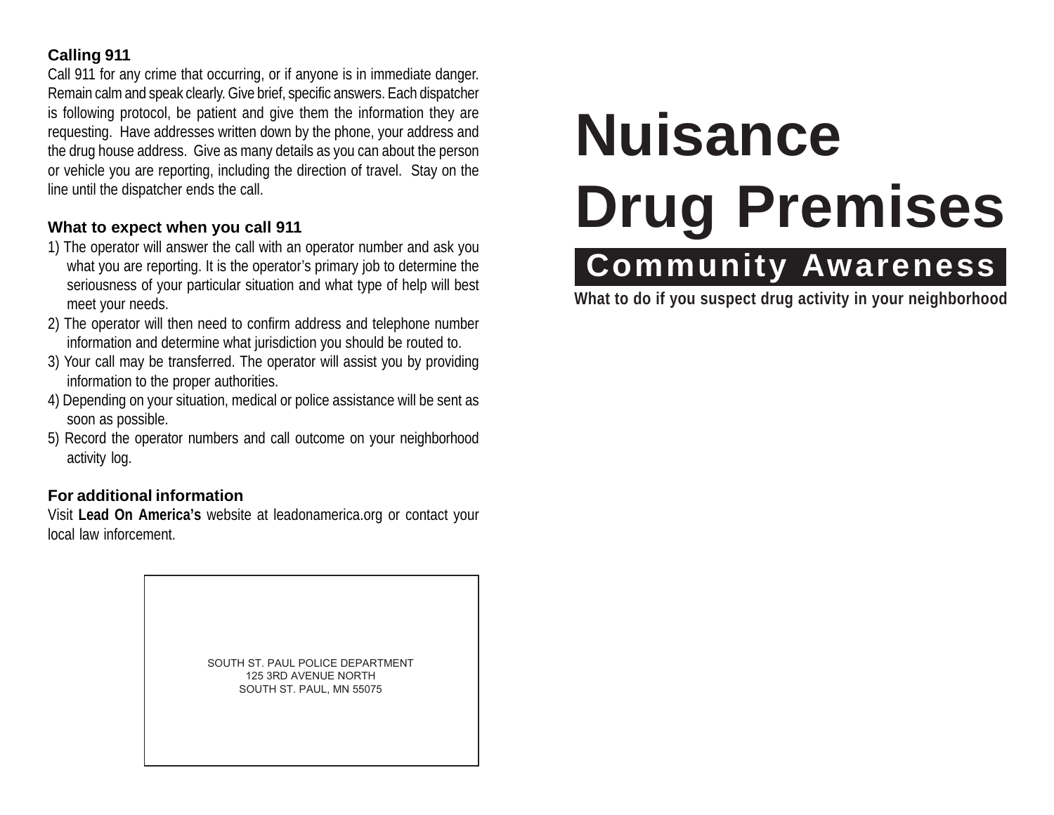### Calling 911

Call 911 for any crime that occurring, or if anyone is in immediate danger. Remain calm and speak clearly. Give brief, specific answers. Each dispatcher is following protocol, be patient and give them the information they are requesting. Have addresses written down by the phone, your address and the drug house address. Give as many details as you can about the person or vehicle you are reporting, including the direction of travel. Stay on the line until the dispatcher ends the call.

### What to expect when you call 911

1) The operator will answer the call with an operator number and ask you what you are reporting. It is the operator's primary job to determine the seriousness of your particular situation and what type of help will best meet your needs.
2) The operator will then need to confirm address and telephone number information and determine what jurisdiction you should be routed to.
3) Your call may be transferred. The operator will assist you by providing information to the proper authorities.
4) Depending on your situation, medical or police assistance will be sent as soon as possible.
5) Record the operator numbers and call outcome on your neighborhood activity log.

### For additional information

Visit **Lead On America's** website at leadonamerica.org or contact your local law inforcement.

SOUTH ST. PAUL POLICE DEPARTMENT
125 3RD AVENUE NORTH
SOUTH ST. PAUL, MN 55075

# Nuisance Drug Premises

## Community Awareness

**What to do if you suspect drug activity in your neighborhood**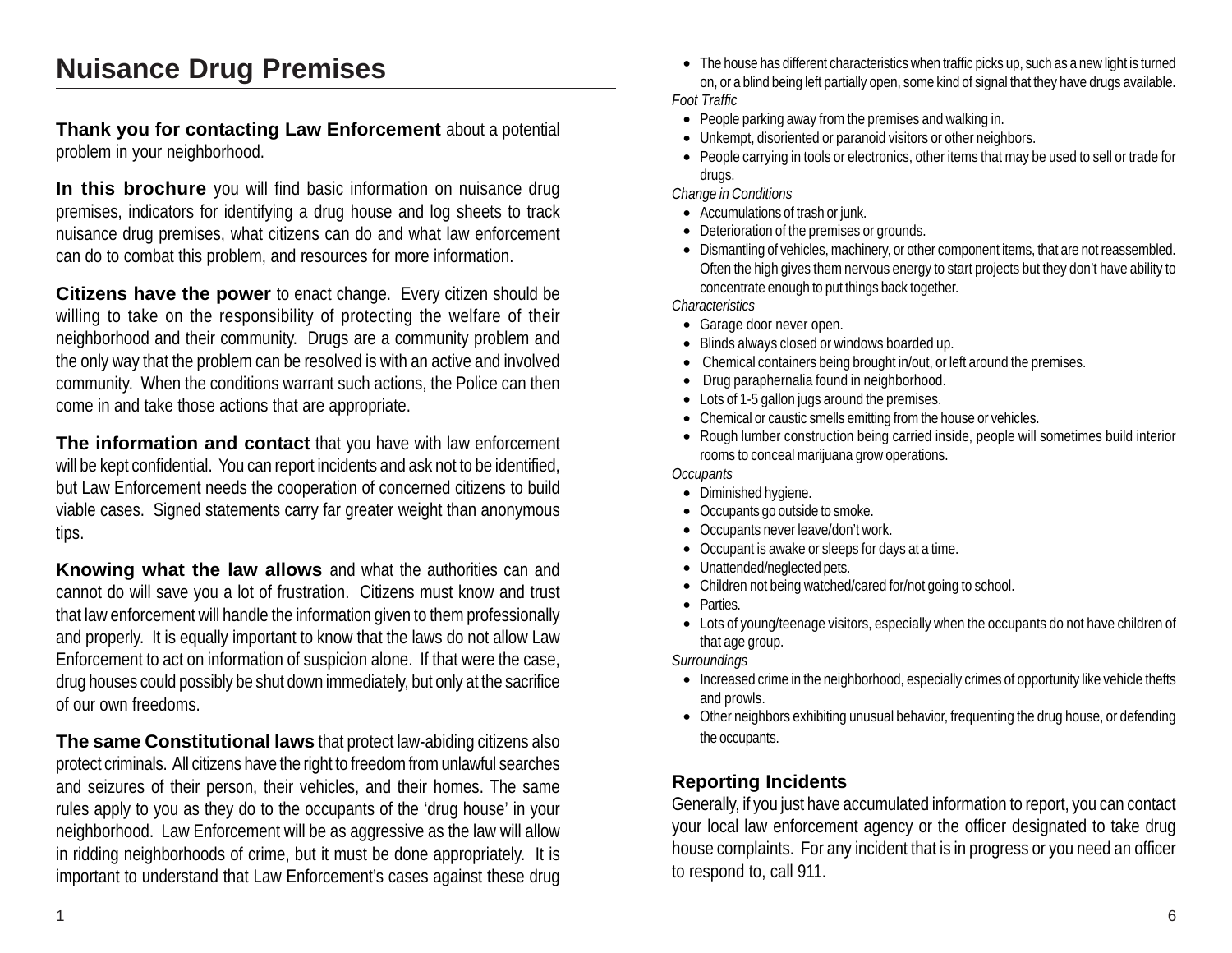# Nuisance Drug Premises

**Thank you for contacting Law Enforcement** about a potential problem in your neighborhood.

**In this brochure** you will find basic information on nuisance drug premises, indicators for identifying a drug house and log sheets to track nuisance drug premises, what citizens can do and what law enforcement can do to combat this problem, and resources for more information.

**Citizens have the power** to enact change. Every citizen should be willing to take on the responsibility of protecting the welfare of their neighborhood and their community. Drugs are a community problem and the only way that the problem can be resolved is with an active and involved community. When the conditions warrant such actions, the Police can then come in and take those actions that are appropriate.

**The information and contact** that you have with law enforcement will be kept confidential. You can report incidents and ask not to be identified, but Law Enforcement needs the cooperation of concerned citizens to build viable cases. Signed statements carry far greater weight than anonymous tips.

**Knowing what the law allows** and what the authorities can and cannot do will save you a lot of frustration. Citizens must know and trust that law enforcement will handle the information given to them professionally and properly. It is equally important to know that the laws do not allow Law Enforcement to act on information of suspicion alone. If that were the case, drug houses could possibly be shut down immediately, but only at the sacrifice of our own freedoms.

**The same Constitutional laws** that protect law-abiding citizens also protect criminals. All citizens have the right to freedom from unlawful searches and seizures of their person, their vehicles, and their homes. The same rules apply to you as they do to the occupants of the 'drug house' in your neighborhood. Law Enforcement will be as aggressive as the law will allow in ridding neighborhoods of crime, but it must be done appropriately. It is important to understand that Law Enforcement's cases against these drug

- The house has different characteristics when traffic picks up, such as a new light is turned on, or a blind being left partially open, some kind of signal that they have drugs available.

*Foot Traffic*

- People parking away from the premises and walking in.
- Unkempt, disoriented or paranoid visitors or other neighbors.
- People carrying in tools or electronics, other items that may be used to sell or trade for drugs.

*Change in Conditions*

- Accumulations of trash or junk.
- Deterioration of the premises or grounds.
- Dismantling of vehicles, machinery, or other component items, that are not reassembled. Often the high gives them nervous energy to start projects but they don't have ability to concentrate enough to put things back together.

*Characteristics*

- Garage door never open.
- Blinds always closed or windows boarded up.
- Chemical containers being brought in/out, or left around the premises.
- Drug paraphernalia found in neighborhood.
- Lots of 1-5 gallon jugs around the premises.
- Chemical or caustic smells emitting from the house or vehicles.
- Rough lumber construction being carried inside, people will sometimes build interior rooms to conceal marijuana grow operations.

*Occupants*

- Diminished hygiene.
- Occupants go outside to smoke.
- Occupants never leave/don't work.
- Occupant is awake or sleeps for days at a time.
- Unattended/neglected pets.
- Children not being watched/cared for/not going to school.
- Parties.
- Lots of young/teenage visitors, especially when the occupants do not have children of that age group.

*Surroundings*

- Increased crime in the neighborhood, especially crimes of opportunity like vehicle thefts and prowls.
- Other neighbors exhibiting unusual behavior, frequenting the drug house, or defending the occupants.

### Reporting Incidents

Generally, if you just have accumulated information to report, you can contact your local law enforcement agency or the officer designated to take drug house complaints. For any incident that is in progress or you need an officer to respond to, call 911.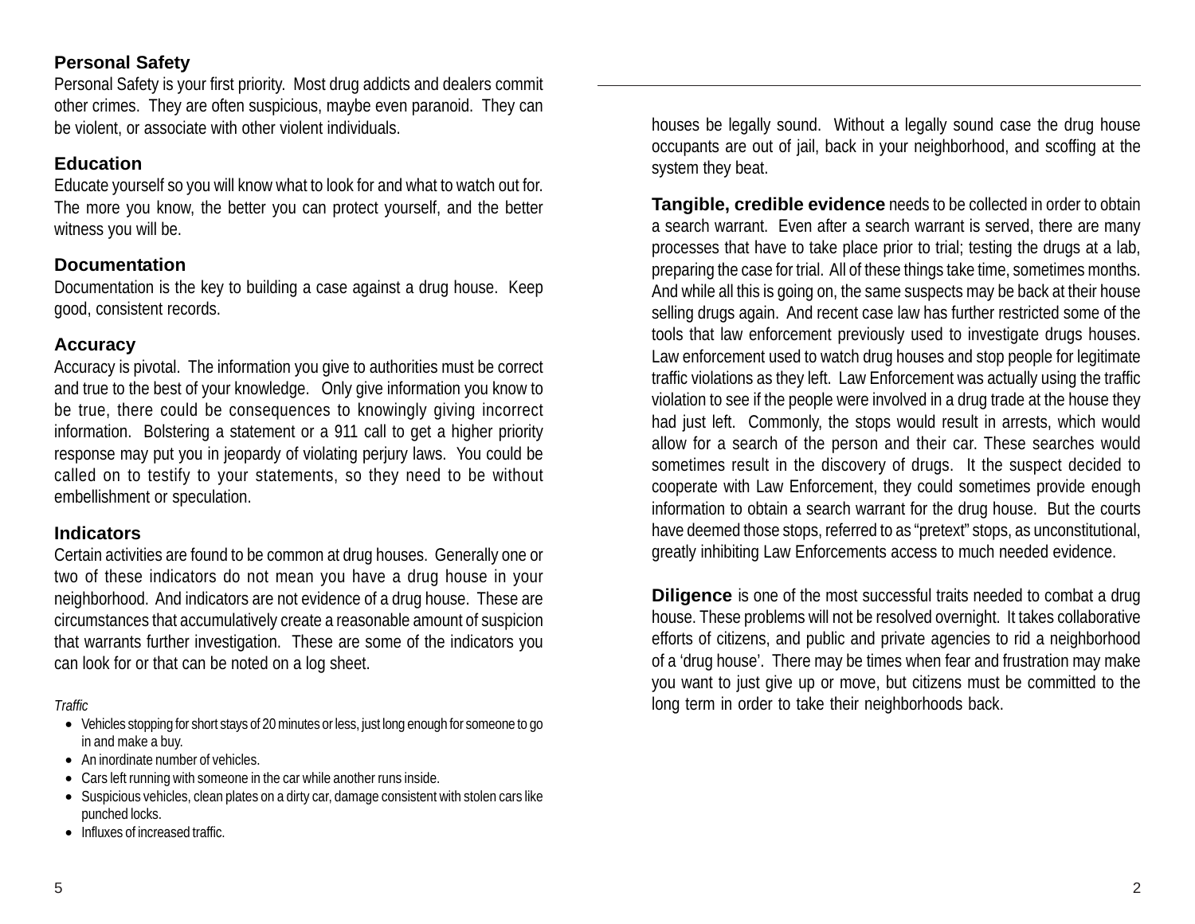### Personal Safety

Personal Safety is your first priority. Most drug addicts and dealers commit other crimes. They are often suspicious, maybe even paranoid. They can be violent, or associate with other violent individuals.

### Education

Educate yourself so you will know what to look for and what to watch out for. The more you know, the better you can protect yourself, and the better witness you will be.

### Documentation

Documentation is the key to building a case against a drug house. Keep good, consistent records.

### Accuracy

Accuracy is pivotal. The information you give to authorities must be correct and true to the best of your knowledge. Only give information you know to be true, there could be consequences to knowingly giving incorrect information. Bolstering a statement or a 911 call to get a higher priority response may put you in jeopardy of violating perjury laws. You could be called on to testify to your statements, so they need to be without embellishment or speculation.

### Indicators

Certain activities are found to be common at drug houses. Generally one or two of these indicators do not mean you have a drug house in your neighborhood. And indicators are not evidence of a drug house. These are circumstances that accumulatively create a reasonable amount of suspicion that warrants further investigation. These are some of the indicators you can look for or that can be noted on a log sheet.

*Traffic*

- Vehicles stopping for short stays of 20 minutes or less, just long enough for someone to go in and make a buy.
- An inordinate number of vehicles.
- Cars left running with someone in the car while another runs inside.
- Suspicious vehicles, clean plates on a dirty car, damage consistent with stolen cars like punched locks.
- Influxes of increased traffic.

houses be legally sound. Without a legally sound case the drug house occupants are out of jail, back in your neighborhood, and scoffing at the system they beat.

**Tangible, credible evidence** needs to be collected in order to obtain a search warrant. Even after a search warrant is served, there are many processes that have to take place prior to trial; testing the drugs at a lab, preparing the case for trial. All of these things take time, sometimes months. And while all this is going on, the same suspects may be back at their house selling drugs again. And recent case law has further restricted some of the tools that law enforcement previously used to investigate drugs houses. Law enforcement used to watch drug houses and stop people for legitimate traffic violations as they left. Law Enforcement was actually using the traffic violation to see if the people were involved in a drug trade at the house they had just left. Commonly, the stops would result in arrests, which would allow for a search of the person and their car. These searches would sometimes result in the discovery of drugs. It the suspect decided to cooperate with Law Enforcement, they could sometimes provide enough information to obtain a search warrant for the drug house. But the courts have deemed those stops, referred to as “pretext” stops, as unconstitutional, greatly inhibiting Law Enforcements access to much needed evidence.

**Diligence** is one of the most successful traits needed to combat a drug house. These problems will not be resolved overnight. It takes collaborative efforts of citizens, and public and private agencies to rid a neighborhood of a ‘drug house’. There may be times when fear and frustration may make you want to just give up or move, but citizens must be committed to the long term in order to take their neighborhoods back.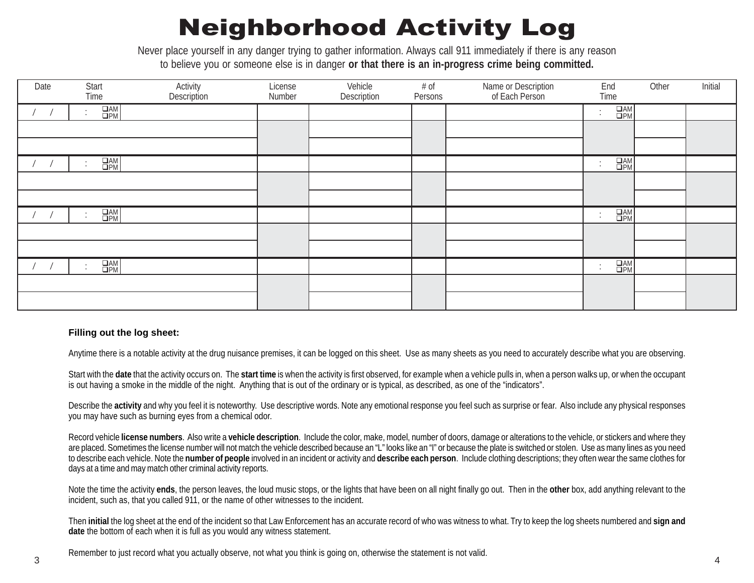# Neighborhood Activity Log

Never place yourself in any danger trying to gather information. Always call 911 immediately if there is any reason to believe you or someone else is in danger **or that there is an in-progress crime being committed.**

| Date | Start Time | Activity Description | License Number | Vehicle Description | # of Persons | Name or Description of Each Person | End Time | Other | Initial |
|---|---|---|---|---|---|---|---|---|---|
| / / | : ❑AM ❑PM | | | | | | : ❑AM ❑PM | | |
| | | | | | | | | | |
| | | | | | | | | | |
| / / | : ❑AM ❑PM | | | | | | : ❑AM ❑PM | | |
| | | | | | | | | | |
| | | | | | | | | | |
| / / | : ❑AM ❑PM | | | | | | : ❑AM ❑PM | | |
| | | | | | | | | | |
| | | | | | | | | | |
| / / | : ❑AM ❑PM | | | | | | : ❑AM ❑PM | | |
| | | | | | | | | | |
| | | | | | | | | | |

**Filling out the log sheet:**

Anytime there is a notable activity at the drug nuisance premises, it can be logged on this sheet. Use as many sheets as you need to accurately describe what you are observing.

Start with the **date** that the activity occurs on. The **start time** is when the activity is first observed, for example when a vehicle pulls in, when a person walks up, or when the occupant is out having a smoke in the middle of the night. Anything that is out of the ordinary or is typical, as described, as one of the "indicators".

Describe the **activity** and why you feel it is noteworthy. Use descriptive words. Note any emotional response you feel such as surprise or fear. Also include any physical responses you may have such as burning eyes from a chemical odor.

Record vehicle **license numbers**. Also write a **vehicle description**. Include the color, make, model, number of doors, damage or alterations to the vehicle, or stickers and where they are placed. Sometimes the license number will not match the vehicle described because an "L" looks like an "I" or because the plate is switched or stolen. Use as many lines as you need to describe each vehicle. Note the **number of people** involved in an incident or activity and **describe each person**. Include clothing descriptions; they often wear the same clothes for days at a time and may match other criminal activity reports.

Note the time the activity **ends**, the person leaves, the loud music stops, or the lights that have been on all night finally go out. Then in the **other** box, add anything relevant to the incident, such as, that you called 911, or the name of other witnesses to the incident.

Then **initial** the log sheet at the end of the incident so that Law Enforcement has an accurate record of who was witness to what. Try to keep the log sheets numbered and **sign and date** the bottom of each when it is full as you would any witness statement.

Remember to just record what you actually observe, not what you think is going on, otherwise the statement is not valid.